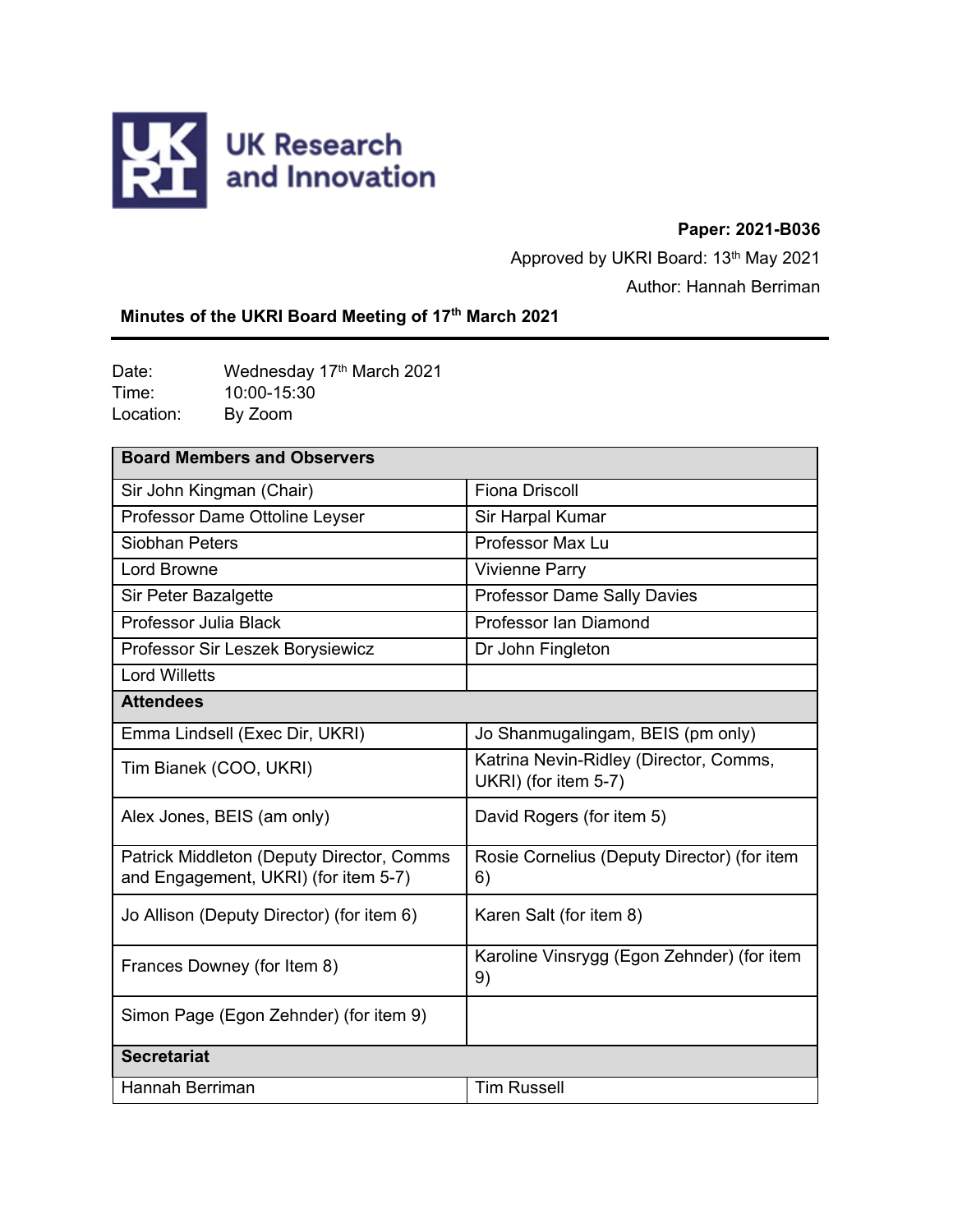UK Research and Innovation

**Paper: 2021-B036**

Approved by UKRI Board: 13th May 2021

Author: Hannah Berriman

## Minutes of the UKRI Board Meeting of 17th March 2021

Date: Wednesday 17th March 2021
Time: 10:00-15:30
Location: By Zoom

| **Board Members and Observers** | |
|---|---|
| Sir John Kingman (Chair) | Fiona Driscoll |
| Professor Dame Ottoline Leyser | Sir Harpal Kumar |
| Siobhan Peters | Professor Max Lu |
| Lord Browne | Vivienne Parry |
| Sir Peter Bazalgette | Professor Dame Sally Davies |
| Professor Julia Black | Professor Ian Diamond |
| Professor Sir Leszek Borysiewicz | Dr John Fingleton |
| Lord Willetts | |
| **Attendees** | |
| Emma Lindsell (Exec Dir, UKRI) | Jo Shanmugalingam, BEIS (pm only) |
| Tim Bianek (COO, UKRI) | Katrina Nevin-Ridley (Director, Comms, UKRI) (for item 5-7) |
| Alex Jones, BEIS (am only) | David Rogers (for item 5) |
| Patrick Middleton (Deputy Director, Comms and Engagement, UKRI) (for item 5-7) | Rosie Cornelius (Deputy Director) (for item 6) |
| Jo Allison (Deputy Director) (for item 6) | Karen Salt (for item 8) |
| Frances Downey (for Item 8) | Karoline Vinsrygg (Egon Zehnder) (for item 9) |
| Simon Page (Egon Zehnder) (for item 9) | |
| **Secretariat** | |
| Hannah Berriman | Tim Russell |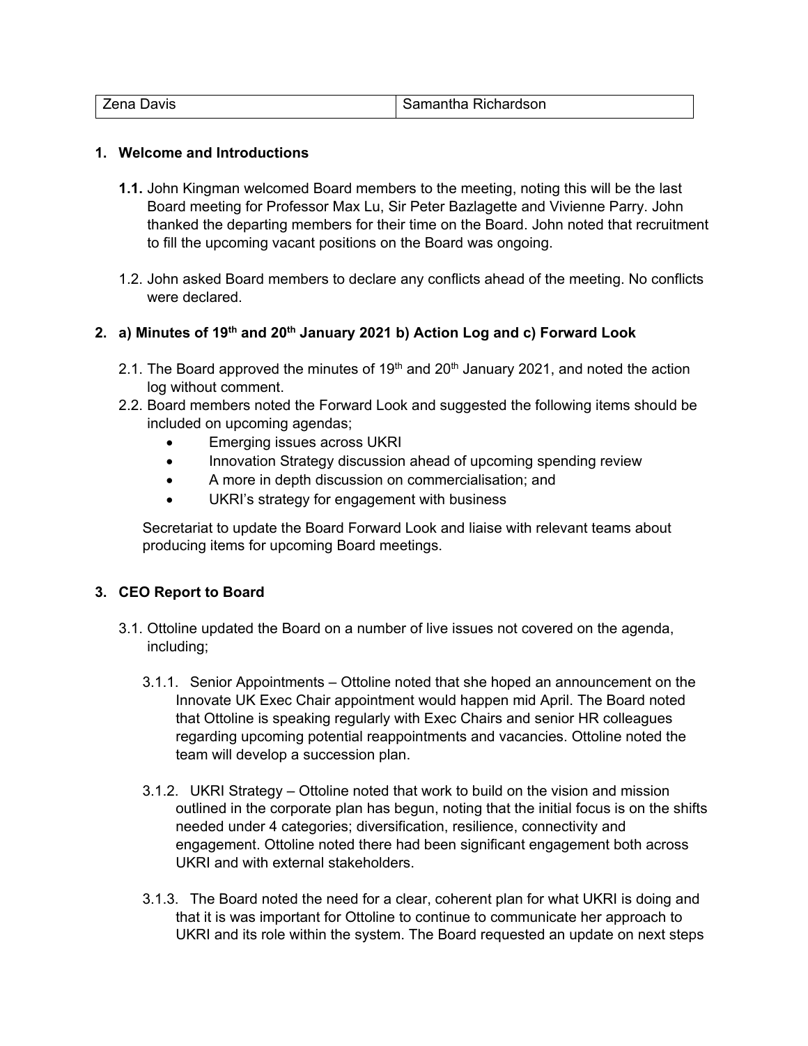| Zena Davis | Samantha Richardson |
|---|---|

## 1. Welcome and Introductions

**1.1.** John Kingman welcomed Board members to the meeting, noting this will be the last Board meeting for Professor Max Lu, Sir Peter Bazlagette and Vivienne Parry. John thanked the departing members for their time on the Board. John noted that recruitment to fill the upcoming vacant positions on the Board was ongoing.

1.2. John asked Board members to declare any conflicts ahead of the meeting. No conflicts were declared.

## 2. a) Minutes of 19th and 20th January 2021 b) Action Log and c) Forward Look

2.1. The Board approved the minutes of 19th and 20th January 2021, and noted the action log without comment.

2.2. Board members noted the Forward Look and suggested the following items should be included on upcoming agendas;

- Emerging issues across UKRI
- Innovation Strategy discussion ahead of upcoming spending review
- A more in depth discussion on commercialisation; and
- UKRI's strategy for engagement with business

Secretariat to update the Board Forward Look and liaise with relevant teams about producing items for upcoming Board meetings.

## 3. CEO Report to Board

3.1. Ottoline updated the Board on a number of live issues not covered on the agenda, including;

3.1.1. Senior Appointments – Ottoline noted that she hoped an announcement on the Innovate UK Exec Chair appointment would happen mid April. The Board noted that Ottoline is speaking regularly with Exec Chairs and senior HR colleagues regarding upcoming potential reappointments and vacancies. Ottoline noted the team will develop a succession plan.

3.1.2. UKRI Strategy – Ottoline noted that work to build on the vision and mission outlined in the corporate plan has begun, noting that the initial focus is on the shifts needed under 4 categories; diversification, resilience, connectivity and engagement. Ottoline noted there had been significant engagement both across UKRI and with external stakeholders.

3.1.3. The Board noted the need for a clear, coherent plan for what UKRI is doing and that it is was important for Ottoline to continue to communicate her approach to UKRI and its role within the system. The Board requested an update on next steps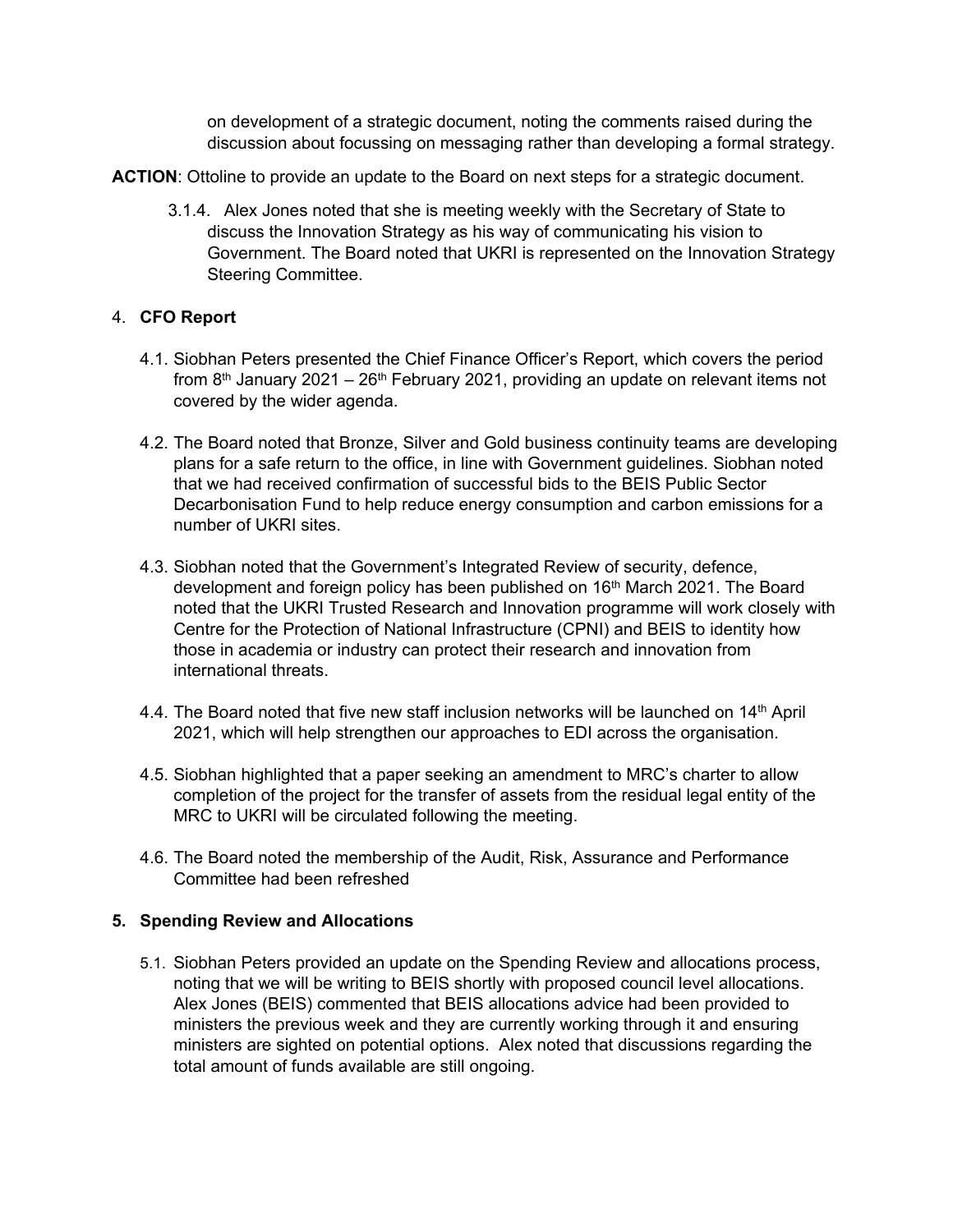on development of a strategic document, noting the comments raised during the discussion about focussing on messaging rather than developing a formal strategy.

**ACTION**: Ottoline to provide an update to the Board on next steps for a strategic document.

3.1.4. Alex Jones noted that she is meeting weekly with the Secretary of State to discuss the Innovation Strategy as his way of communicating his vision to Government. The Board noted that UKRI is represented on the Innovation Strategy Steering Committee.

4. **CFO Report**

4.1. Siobhan Peters presented the Chief Finance Officer's Report, which covers the period from 8th January 2021 – 26th February 2021, providing an update on relevant items not covered by the wider agenda.

4.2. The Board noted that Bronze, Silver and Gold business continuity teams are developing plans for a safe return to the office, in line with Government guidelines. Siobhan noted that we had received confirmation of successful bids to the BEIS Public Sector Decarbonisation Fund to help reduce energy consumption and carbon emissions for a number of UKRI sites.

4.3. Siobhan noted that the Government's Integrated Review of security, defence, development and foreign policy has been published on 16th March 2021. The Board noted that the UKRI Trusted Research and Innovation programme will work closely with Centre for the Protection of National Infrastructure (CPNI) and BEIS to identity how those in academia or industry can protect their research and innovation from international threats.

4.4. The Board noted that five new staff inclusion networks will be launched on 14th April 2021, which will help strengthen our approaches to EDI across the organisation.

4.5. Siobhan highlighted that a paper seeking an amendment to MRC's charter to allow completion of the project for the transfer of assets from the residual legal entity of the MRC to UKRI will be circulated following the meeting.

4.6. The Board noted the membership of the Audit, Risk, Assurance and Performance Committee had been refreshed

**5. Spending Review and Allocations**

5.1. Siobhan Peters provided an update on the Spending Review and allocations process, noting that we will be writing to BEIS shortly with proposed council level allocations. Alex Jones (BEIS) commented that BEIS allocations advice had been provided to ministers the previous week and they are currently working through it and ensuring ministers are sighted on potential options. Alex noted that discussions regarding the total amount of funds available are still ongoing.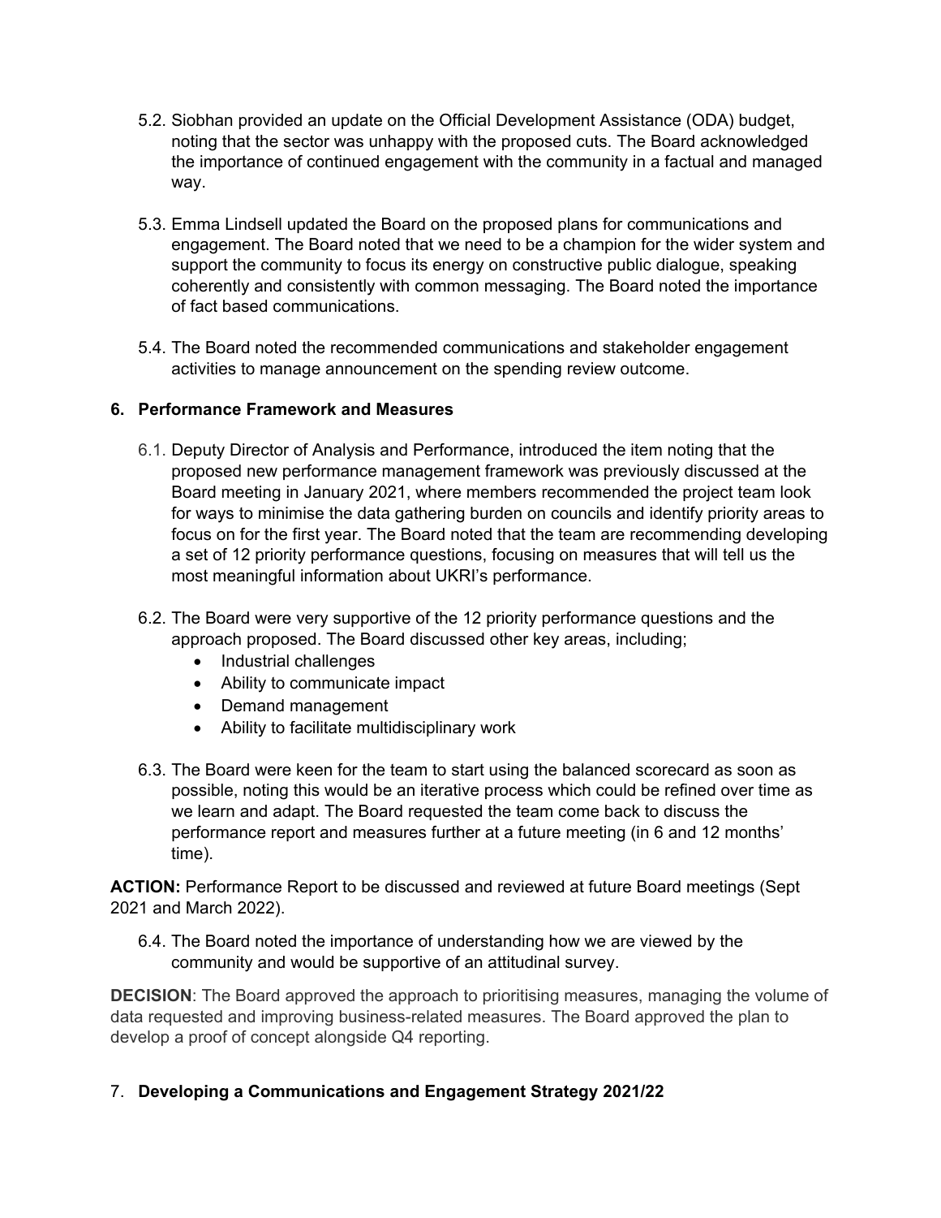5.2. Siobhan provided an update on the Official Development Assistance (ODA) budget, noting that the sector was unhappy with the proposed cuts. The Board acknowledged the importance of continued engagement with the community in a factual and managed way.

5.3. Emma Lindsell updated the Board on the proposed plans for communications and engagement. The Board noted that we need to be a champion for the wider system and support the community to focus its energy on constructive public dialogue, speaking coherently and consistently with common messaging. The Board noted the importance of fact based communications.

5.4. The Board noted the recommended communications and stakeholder engagement activities to manage announcement on the spending review outcome.

## 6. Performance Framework and Measures

6.1. Deputy Director of Analysis and Performance, introduced the item noting that the proposed new performance management framework was previously discussed at the Board meeting in January 2021, where members recommended the project team look for ways to minimise the data gathering burden on councils and identify priority areas to focus on for the first year. The Board noted that the team are recommending developing a set of 12 priority performance questions, focusing on measures that will tell us the most meaningful information about UKRI's performance.

6.2. The Board were very supportive of the 12 priority performance questions and the approach proposed. The Board discussed other key areas, including;

- Industrial challenges
- Ability to communicate impact
- Demand management
- Ability to facilitate multidisciplinary work

6.3. The Board were keen for the team to start using the balanced scorecard as soon as possible, noting this would be an iterative process which could be refined over time as we learn and adapt. The Board requested the team come back to discuss the performance report and measures further at a future meeting (in 6 and 12 months' time).

**ACTION:** Performance Report to be discussed and reviewed at future Board meetings (Sept 2021 and March 2022).

6.4. The Board noted the importance of understanding how we are viewed by the community and would be supportive of an attitudinal survey.

**DECISION**: The Board approved the approach to prioritising measures, managing the volume of data requested and improving business-related measures. The Board approved the plan to develop a proof of concept alongside Q4 reporting.

## 7. Developing a Communications and Engagement Strategy 2021/22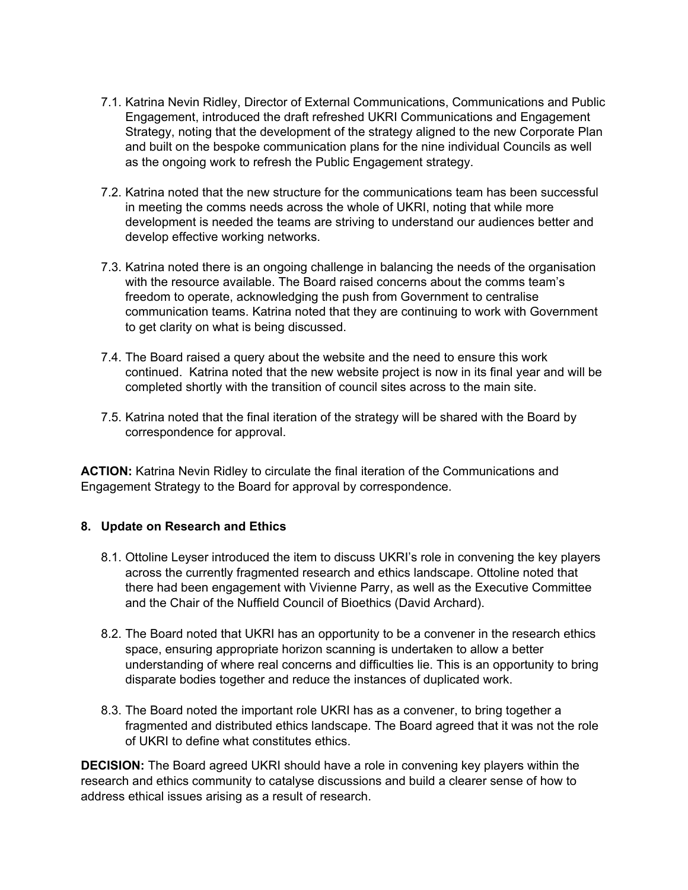7.1. Katrina Nevin Ridley, Director of External Communications, Communications and Public Engagement, introduced the draft refreshed UKRI Communications and Engagement Strategy, noting that the development of the strategy aligned to the new Corporate Plan and built on the bespoke communication plans for the nine individual Councils as well as the ongoing work to refresh the Public Engagement strategy.

7.2. Katrina noted that the new structure for the communications team has been successful in meeting the comms needs across the whole of UKRI, noting that while more development is needed the teams are striving to understand our audiences better and develop effective working networks.

7.3. Katrina noted there is an ongoing challenge in balancing the needs of the organisation with the resource available. The Board raised concerns about the comms team's freedom to operate, acknowledging the push from Government to centralise communication teams. Katrina noted that they are continuing to work with Government to get clarity on what is being discussed.

7.4. The Board raised a query about the website and the need to ensure this work continued. Katrina noted that the new website project is now in its final year and will be completed shortly with the transition of council sites across to the main site.

7.5. Katrina noted that the final iteration of the strategy will be shared with the Board by correspondence for approval.

**ACTION:** Katrina Nevin Ridley to circulate the final iteration of the Communications and Engagement Strategy to the Board for approval by correspondence.

## 8. Update on Research and Ethics

8.1. Ottoline Leyser introduced the item to discuss UKRI's role in convening the key players across the currently fragmented research and ethics landscape. Ottoline noted that there had been engagement with Vivienne Parry, as well as the Executive Committee and the Chair of the Nuffield Council of Bioethics (David Archard).

8.2. The Board noted that UKRI has an opportunity to be a convener in the research ethics space, ensuring appropriate horizon scanning is undertaken to allow a better understanding of where real concerns and difficulties lie. This is an opportunity to bring disparate bodies together and reduce the instances of duplicated work.

8.3. The Board noted the important role UKRI has as a convener, to bring together a fragmented and distributed ethics landscape. The Board agreed that it was not the role of UKRI to define what constitutes ethics.

**DECISION:** The Board agreed UKRI should have a role in convening key players within the research and ethics community to catalyse discussions and build a clearer sense of how to address ethical issues arising as a result of research.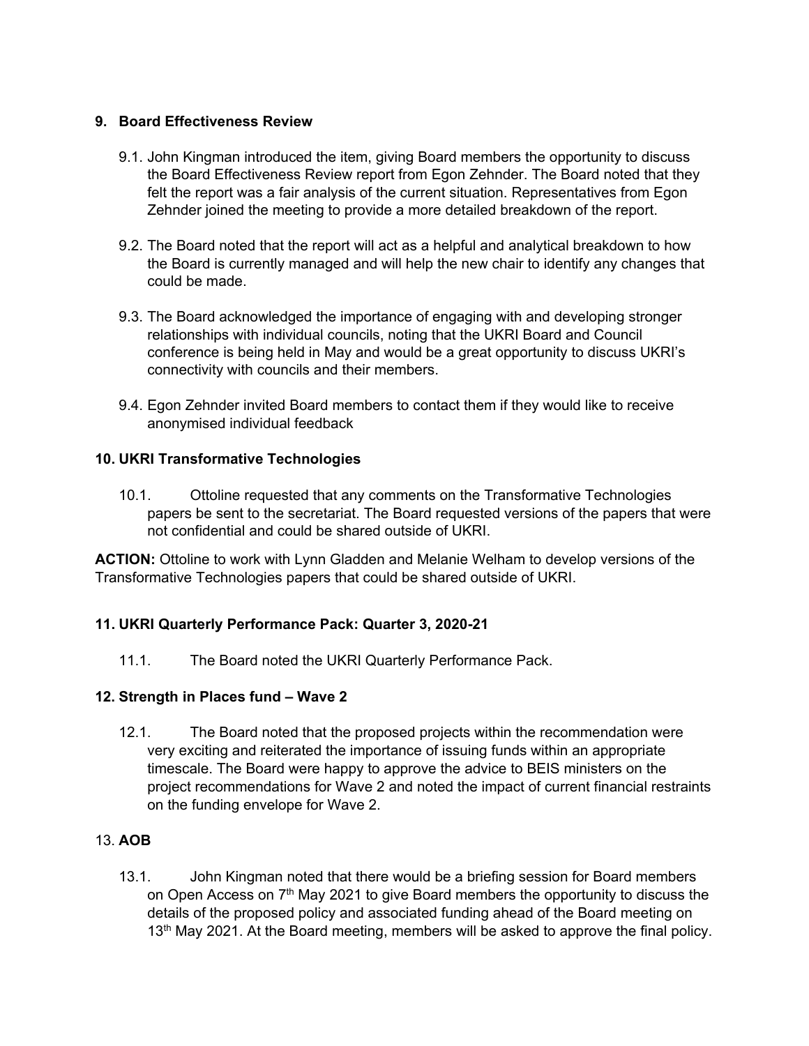## 9. Board Effectiveness Review

9.1. John Kingman introduced the item, giving Board members the opportunity to discuss the Board Effectiveness Review report from Egon Zehnder. The Board noted that they felt the report was a fair analysis of the current situation. Representatives from Egon Zehnder joined the meeting to provide a more detailed breakdown of the report.

9.2. The Board noted that the report will act as a helpful and analytical breakdown to how the Board is currently managed and will help the new chair to identify any changes that could be made.

9.3. The Board acknowledged the importance of engaging with and developing stronger relationships with individual councils, noting that the UKRI Board and Council conference is being held in May and would be a great opportunity to discuss UKRI's connectivity with councils and their members.

9.4. Egon Zehnder invited Board members to contact them if they would like to receive anonymised individual feedback

## 10. UKRI Transformative Technologies

10.1. Ottoline requested that any comments on the Transformative Technologies papers be sent to the secretariat. The Board requested versions of the papers that were not confidential and could be shared outside of UKRI.

**ACTION:** Ottoline to work with Lynn Gladden and Melanie Welham to develop versions of the Transformative Technologies papers that could be shared outside of UKRI.

## 11. UKRI Quarterly Performance Pack: Quarter 3, 2020-21

11.1. The Board noted the UKRI Quarterly Performance Pack.

## 12. Strength in Places fund – Wave 2

12.1. The Board noted that the proposed projects within the recommendation were very exciting and reiterated the importance of issuing funds within an appropriate timescale. The Board were happy to approve the advice to BEIS ministers on the project recommendations for Wave 2 and noted the impact of current financial restraints on the funding envelope for Wave 2.

## 13. AOB

13.1. John Kingman noted that there would be a briefing session for Board members on Open Access on 7th May 2021 to give Board members the opportunity to discuss the details of the proposed policy and associated funding ahead of the Board meeting on 13th May 2021. At the Board meeting, members will be asked to approve the final policy.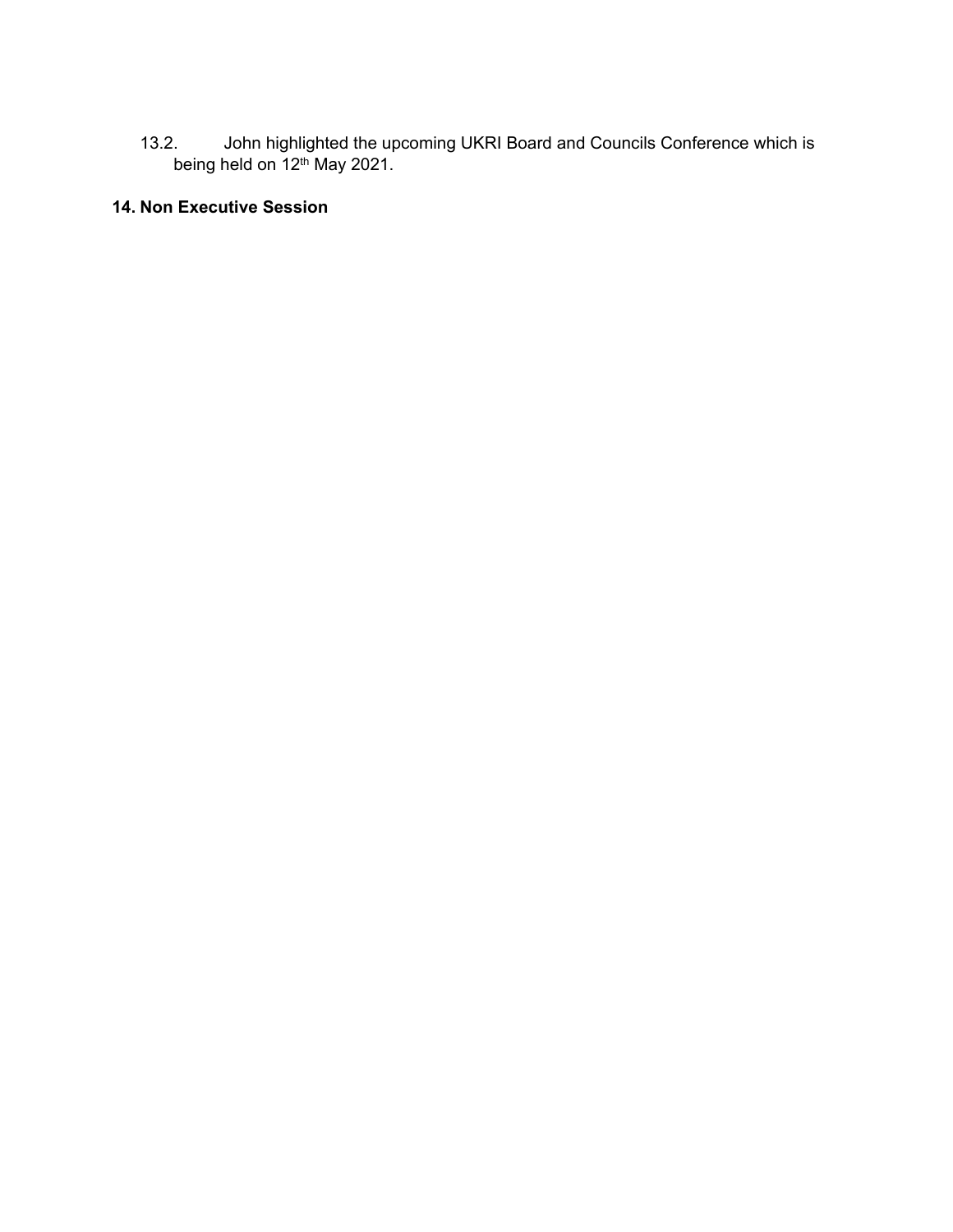13.2. John highlighted the upcoming UKRI Board and Councils Conference which is being held on 12th May 2021.

**14. Non Executive Session**